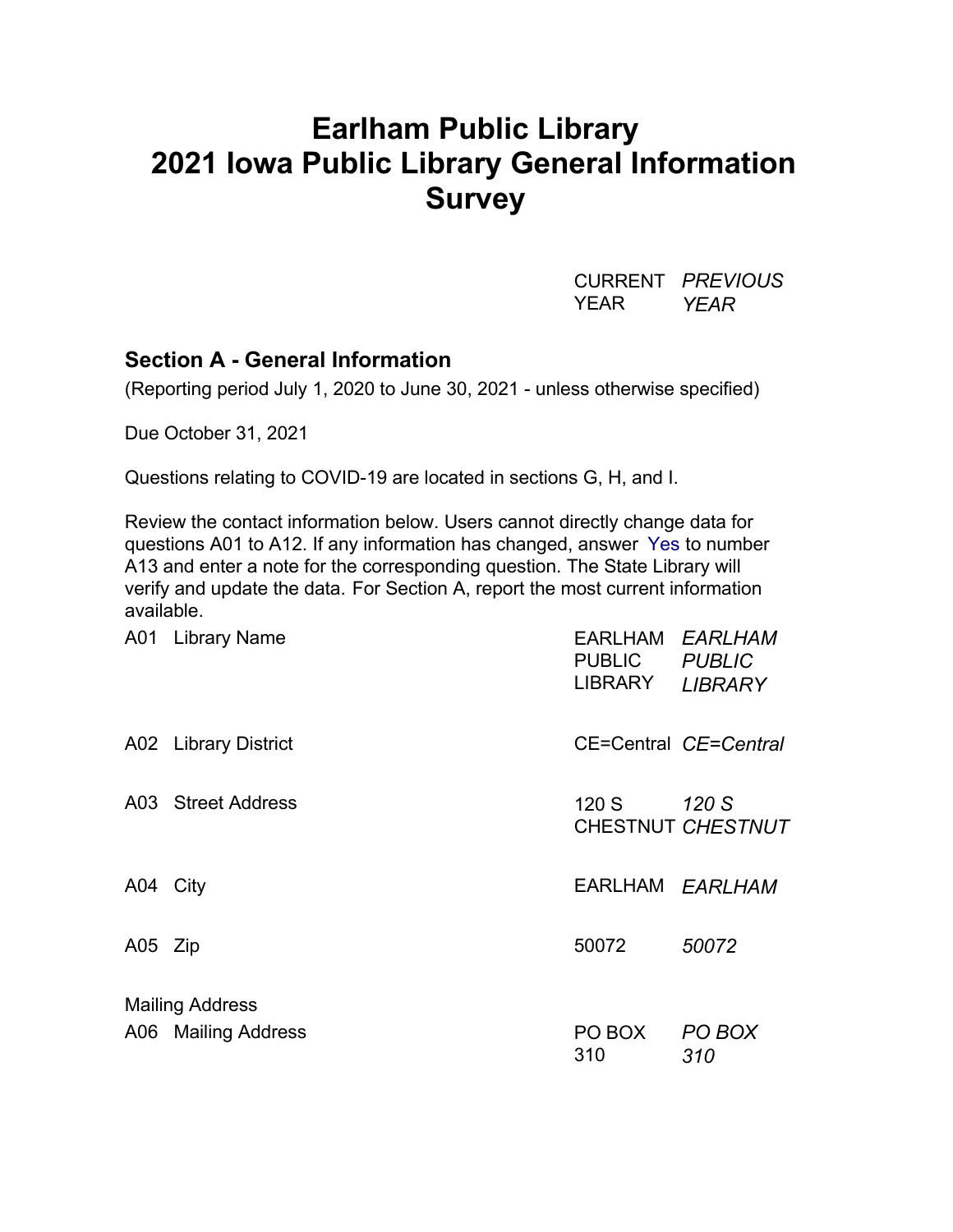# Earlham Public Library
# 2021 Iowa Public Library General Information Survey

| | CURRENT YEAR | *PREVIOUS YEAR* |
|---|---|---|

## Section A - General Information

(Reporting period July 1, 2020 to June 30, 2021 - unless otherwise specified)

Due October 31, 2021

Questions relating to COVID-19 are located in sections G, H, and I.

Review the contact information below. Users cannot directly change data for questions A01 to A12. If any information has changed, answer Yes to number A13 and enter a note for the corresponding question. The State Library will verify and update the data. For Section A, report the most current information available.

| | | CURRENT YEAR | *PREVIOUS YEAR* |
|---|---|---|---|
| A01 | Library Name | EARLHAM PUBLIC LIBRARY | *EARLHAM PUBLIC LIBRARY* |
| A02 | Library District | CE=Central | *CE=Central* |
| A03 | Street Address | 120 S CHESTNUT | *120 S CHESTNUT* |
| A04 | City | EARLHAM | *EARLHAM* |
| A05 | Zip | 50072 | *50072* |

Mailing Address

| | | CURRENT YEAR | *PREVIOUS YEAR* |
|---|---|---|---|
| A06 | Mailing Address | PO BOX 310 | *PO BOX 310* |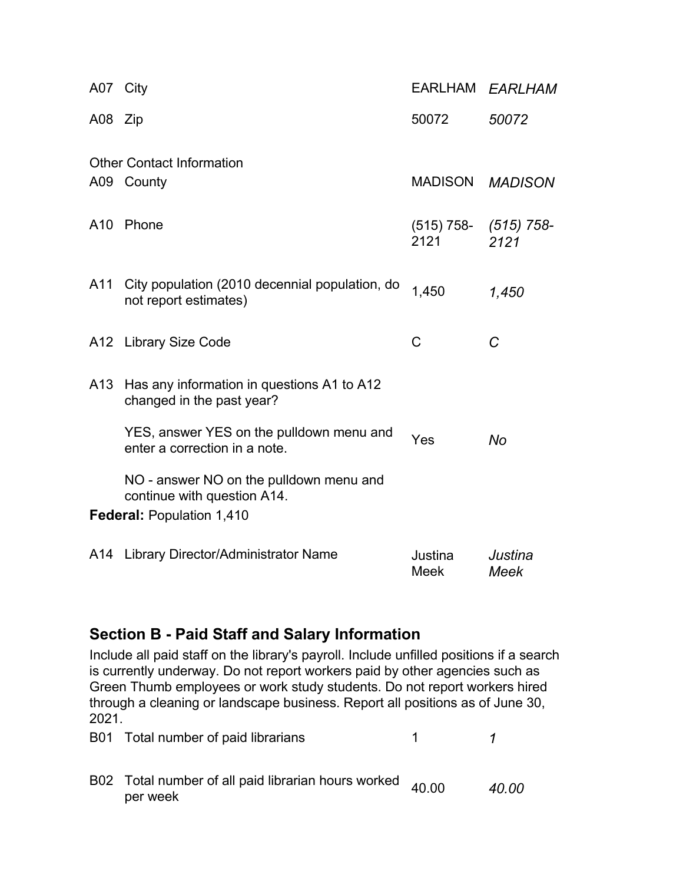| | | | |
|---|---|---|---|
| A07 | City | EARLHAM | *EARLHAM* |
| A08 | Zip | 50072 | *50072* |

Other Contact Information

| | | | |
|---|---|---|---|
| A09 | County | MADISON | *MADISON* |
| A10 | Phone | (515) 758-2121 | *(515) 758-2121* |
| A11 | City population (2010 decennial population, do not report estimates) | 1,450 | *1,450* |
| A12 | Library Size Code | C | *C* |
| A13 | Has any information in questions A1 to A12 changed in the past year?<br><br>YES, answer YES on the pulldown menu and enter a correction in a note.<br><br>NO - answer NO on the pulldown menu and continue with question A14. | Yes | *No* |

**Federal:** Population 1,410

| | | | |
|---|---|---|---|
| A14 | Library Director/Administrator Name | Justina Meek | *Justina Meek* |

## Section B - Paid Staff and Salary Information

Include all paid staff on the library's payroll. Include unfilled positions if a search is currently underway. Do not report workers paid by other agencies such as Green Thumb employees or work study students. Do not report workers hired through a cleaning or landscape business. Report all positions as of June 30, 2021.

| | | | |
|---|---|---|---|
| B01 | Total number of paid librarians | 1 | *1* |
| B02 | Total number of all paid librarian hours worked per week | 40.00 | *40.00* |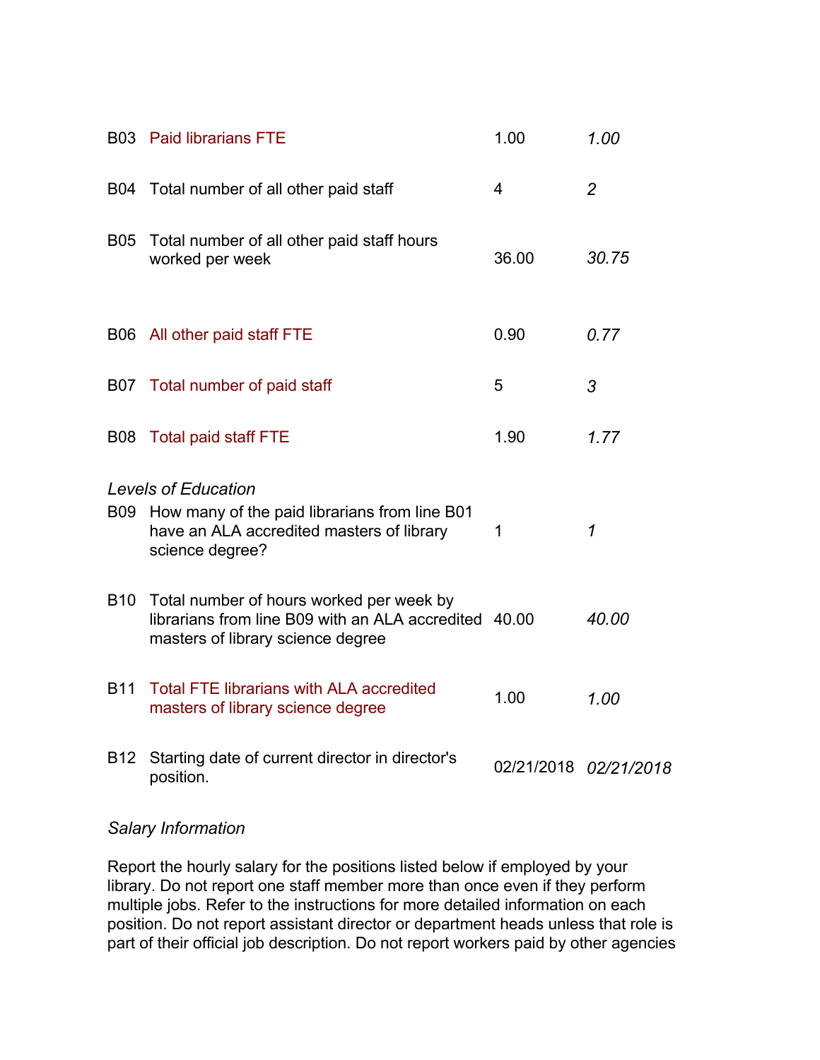| | | | |
|---|---|---|---|
| B03 | Paid librarians FTE | 1.00 | *1.00* |
| B04 | Total number of all other paid staff | 4 | *2* |
| B05 | Total number of all other paid staff hours worked per week | 36.00 | *30.75* |
| B06 | All other paid staff FTE | 0.90 | *0.77* |
| B07 | Total number of paid staff | 5 | *3* |
| B08 | Total paid staff FTE | 1.90 | *1.77* |

*Levels of Education*

| | | | |
|---|---|---|---|
| B09 | How many of the paid librarians from line B01 have an ALA accredited masters of library science degree? | 1 | *1* |
| B10 | Total number of hours worked per week by librarians from line B09 with an ALA accredited masters of library science degree | 40.00 | *40.00* |
| B11 | Total FTE librarians with ALA accredited masters of library science degree | 1.00 | *1.00* |
| B12 | Starting date of current director in director's position. | 02/21/2018 | *02/21/2018* |

*Salary Information*

Report the hourly salary for the positions listed below if employed by your library. Do not report one staff member more than once even if they perform multiple jobs. Refer to the instructions for more detailed information on each position. Do not report assistant director or department heads unless that role is part of their official job description. Do not report workers paid by other agencies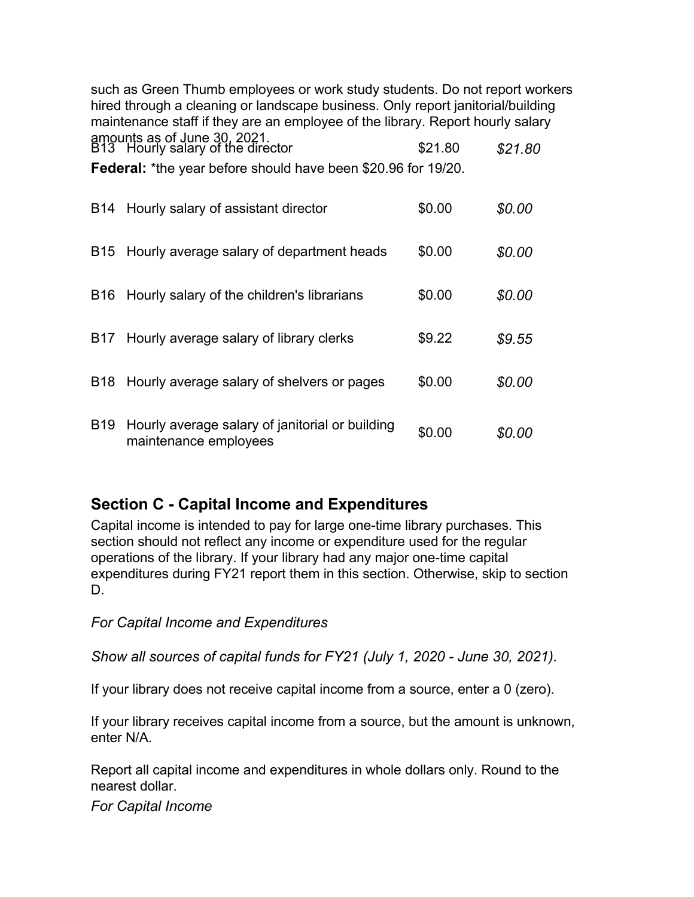such as Green Thumb employees or work study students. Do not report workers hired through a cleaning or landscape business. Only report janitorial/building maintenance staff if they are an employee of the library. Report hourly salary amounts as of June 30, 2021.

| | | | |
|---|---|---|---|
| B13 | Hourly salary of the director | $21.80 | *$21.80* |

**Federal:** *the year before should have been $20.96 for 19/20.

| | | | |
|---|---|---|---|
| B14 | Hourly salary of assistant director | $0.00 | *$0.00* |
| B15 | Hourly average salary of department heads | $0.00 | *$0.00* |
| B16 | Hourly salary of the children's librarians | $0.00 | *$0.00* |
| B17 | Hourly average salary of library clerks | $9.22 | *$9.55* |
| B18 | Hourly average salary of shelvers or pages | $0.00 | *$0.00* |
| B19 | Hourly average salary of janitorial or building maintenance employees | $0.00 | *$0.00* |

## Section C - Capital Income and Expenditures

Capital income is intended to pay for large one-time library purchases. This section should not reflect any income or expenditure used for the regular operations of the library. If your library had any major one-time capital expenditures during FY21 report them in this section. Otherwise, skip to section D.

*For Capital Income and Expenditures*

*Show all sources of capital funds for FY21 (July 1, 2020 - June 30, 2021).*

If your library does not receive capital income from a source, enter a 0 (zero).

If your library receives capital income from a source, but the amount is unknown, enter N/A.

Report all capital income and expenditures in whole dollars only. Round to the nearest dollar.

*For Capital Income*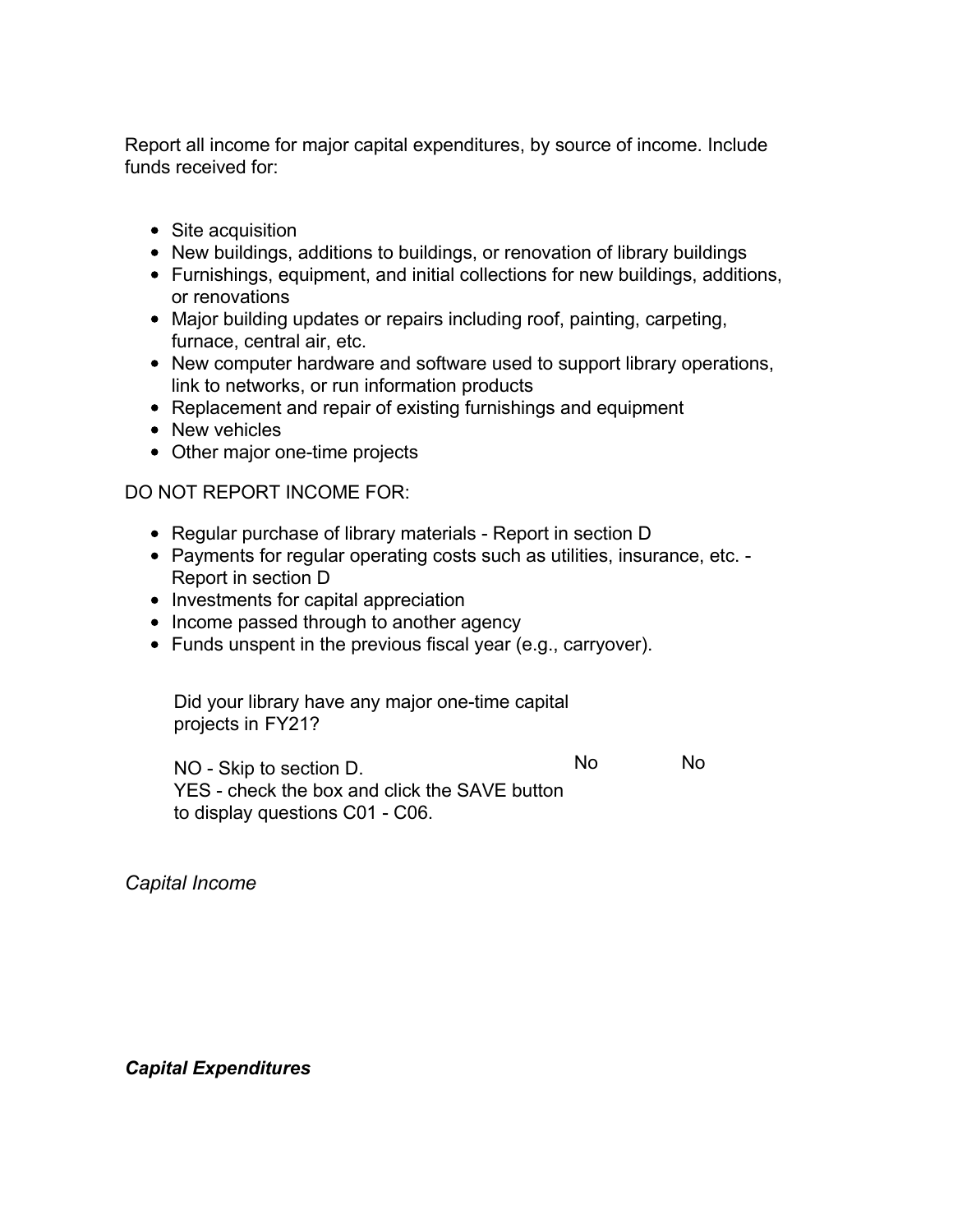Report all income for major capital expenditures, by source of income. Include funds received for:

- Site acquisition
- New buildings, additions to buildings, or renovation of library buildings
- Furnishings, equipment, and initial collections for new buildings, additions, or renovations
- Major building updates or repairs including roof, painting, carpeting, furnace, central air, etc.
- New computer hardware and software used to support library operations, link to networks, or run information products
- Replacement and repair of existing furnishings and equipment
- New vehicles
- Other major one-time projects

DO NOT REPORT INCOME FOR:

- Regular purchase of library materials - Report in section D
- Payments for regular operating costs such as utilities, insurance, etc. - Report in section D
- Investments for capital appreciation
- Income passed through to another agency
- Funds unspent in the previous fiscal year (e.g., carryover).

| Did your library have any major one-time capital projects in FY21?<br><br>NO - Skip to section D.<br>YES - check the box and click the SAVE button to display questions C01 - C06. | No | No |
|---|---|---|

*Capital Income*

***Capital Expenditures***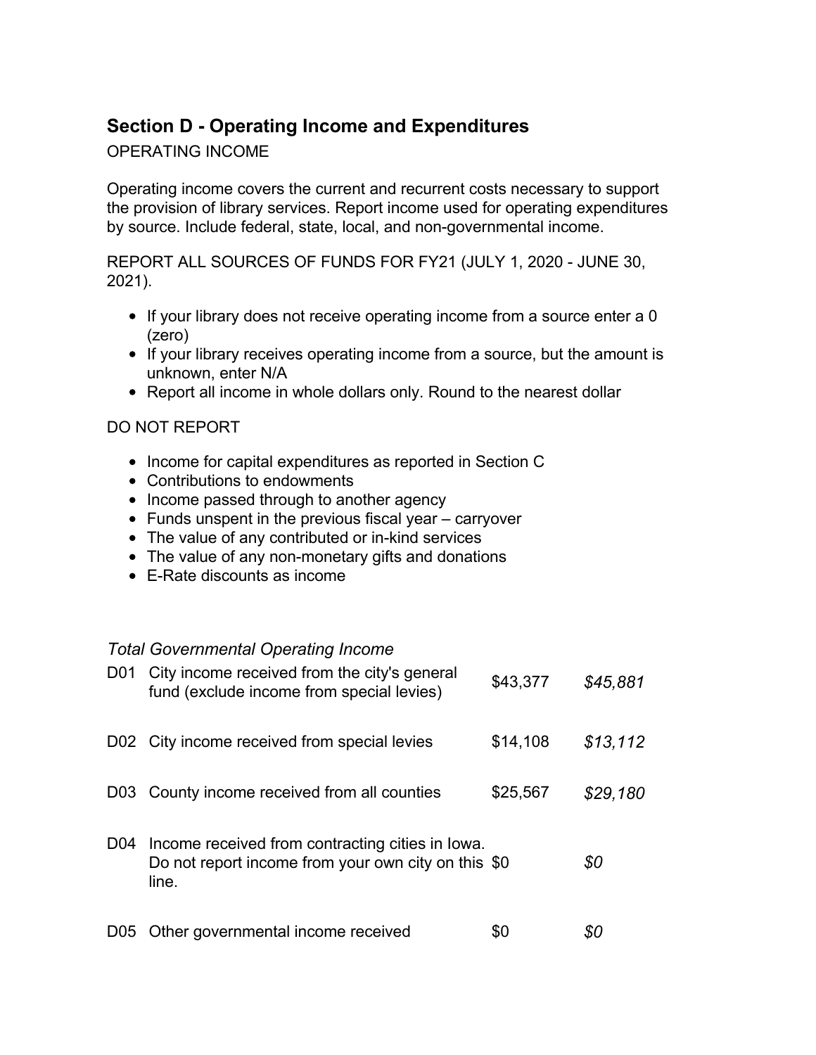## Section D - Operating Income and Expenditures

OPERATING INCOME

Operating income covers the current and recurrent costs necessary to support the provision of library services. Report income used for operating expenditures by source. Include federal, state, local, and non-governmental income.

REPORT ALL SOURCES OF FUNDS FOR FY21 (JULY 1, 2020 - JUNE 30, 2021).

- If your library does not receive operating income from a source enter a 0 (zero)
- If your library receives operating income from a source, but the amount is unknown, enter N/A
- Report all income in whole dollars only. Round to the nearest dollar

DO NOT REPORT

- Income for capital expenditures as reported in Section C
- Contributions to endowments
- Income passed through to another agency
- Funds unspent in the previous fiscal year – carryover
- The value of any contributed or in-kind services
- The value of any non-monetary gifts and donations
- E-Rate discounts as income

*Total Governmental Operating Income*

| | | | |
|---|---|---|---|
| D01 | City income received from the city's general fund (exclude income from special levies) | $43,377 | *$45,881* |
| D02 | City income received from special levies | $14,108 | *$13,112* |
| D03 | County income received from all counties | $25,567 | *$29,180* |
| D04 | Income received from contracting cities in Iowa. Do not report income from your own city on this line. | $0 | *$0* |
| D05 | Other governmental income received | $0 | *$0* |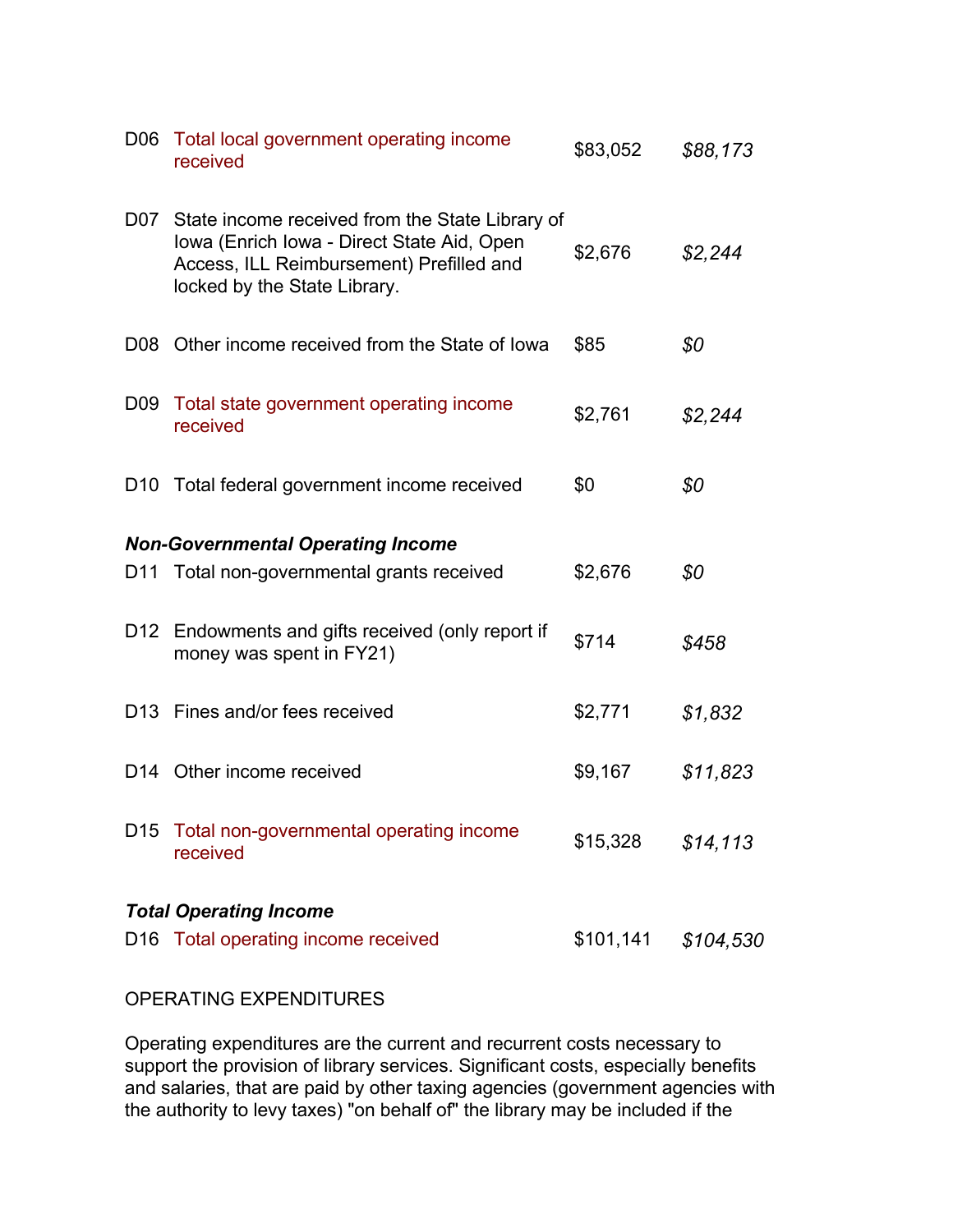| | | | |
|---|---|---|---|
| D06 | Total local government operating income received | $83,052 | *$88,173* |
| D07 | State income received from the State Library of Iowa (Enrich Iowa - Direct State Aid, Open Access, ILL Reimbursement) Prefilled and locked by the State Library. | $2,676 | *$2,244* |
| D08 | Other income received from the State of Iowa | $85 | *$0* |
| D09 | Total state government operating income received | $2,761 | *$2,244* |
| D10 | Total federal government income received | $0 | *$0* |

***Non-Governmental Operating Income***

| | | | |
|---|---|---|---|
| D11 | Total non-governmental grants received | $2,676 | *$0* |
| D12 | Endowments and gifts received (only report if money was spent in FY21) | $714 | *$458* |
| D13 | Fines and/or fees received | $2,771 | *$1,832* |
| D14 | Other income received | $9,167 | *$11,823* |
| D15 | Total non-governmental operating income received | $15,328 | *$14,113* |

***Total Operating Income***

| | | | |
|---|---|---|---|
| D16 | Total operating income received | $101,141 | *$104,530* |

OPERATING EXPENDITURES

Operating expenditures are the current and recurrent costs necessary to support the provision of library services. Significant costs, especially benefits and salaries, that are paid by other taxing agencies (government agencies with the authority to levy taxes) "on behalf of" the library may be included if the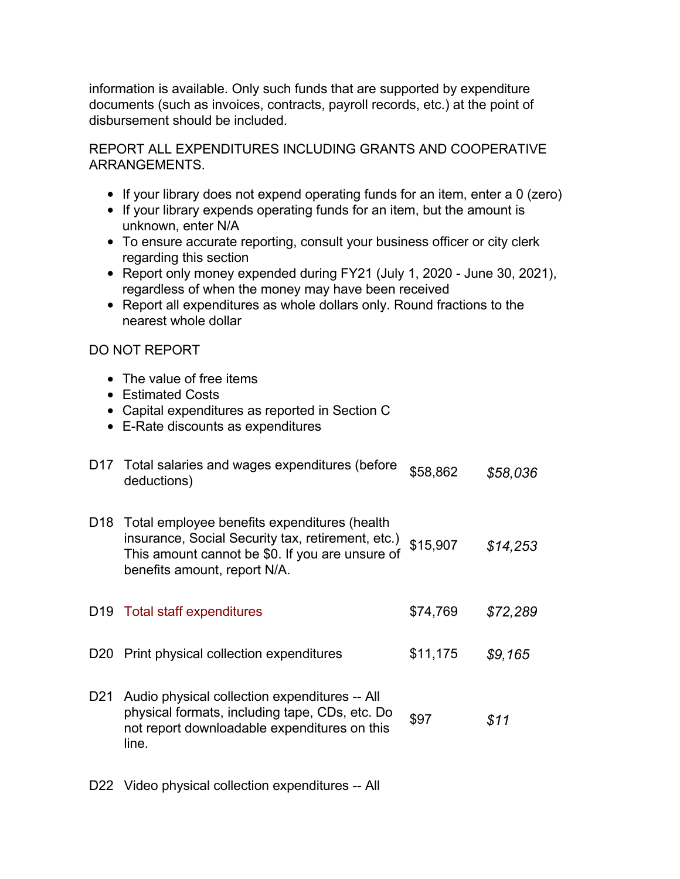information is available. Only such funds that are supported by expenditure documents (such as invoices, contracts, payroll records, etc.) at the point of disbursement should be included.

REPORT ALL EXPENDITURES INCLUDING GRANTS AND COOPERATIVE ARRANGEMENTS.

- If your library does not expend operating funds for an item, enter a 0 (zero)
- If your library expends operating funds for an item, but the amount is unknown, enter N/A
- To ensure accurate reporting, consult your business officer or city clerk regarding this section
- Report only money expended during FY21 (July 1, 2020 - June 30, 2021), regardless of when the money may have been received
- Report all expenditures as whole dollars only. Round fractions to the nearest whole dollar

DO NOT REPORT

- The value of free items
- Estimated Costs
- Capital expenditures as reported in Section C
- E-Rate discounts as expenditures

| | | | |
|---|---|---|---|
| D17 | Total salaries and wages expenditures (before deductions) | $58,862 | *$58,036* |
| D18 | Total employee benefits expenditures (health insurance, Social Security tax, retirement, etc.) This amount cannot be $0. If you are unsure of benefits amount, report N/A. | $15,907 | *$14,253* |
| D19 | Total staff expenditures | $74,769 | *$72,289* |
| D20 | Print physical collection expenditures | $11,175 | *$9,165* |
| D21 | Audio physical collection expenditures -- All physical formats, including tape, CDs, etc. Do not report downloadable expenditures on this line. | $97 | *$11* |
| D22 | Video physical collection expenditures -- All | | |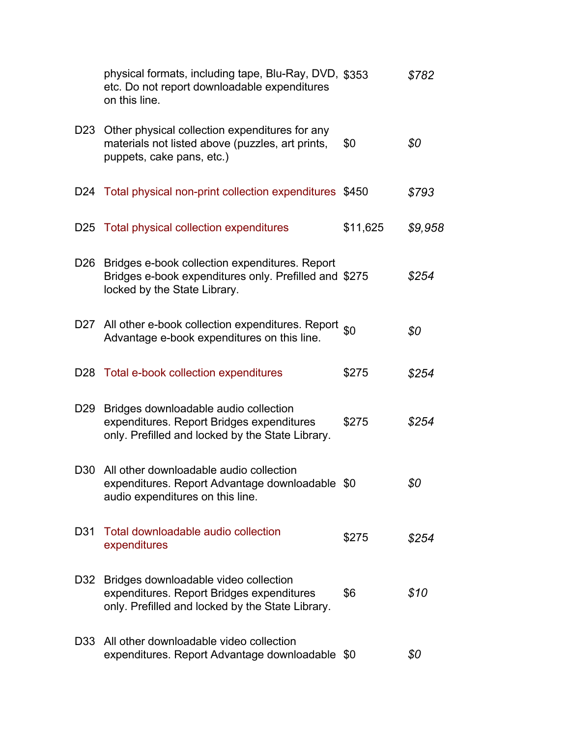| | | | |
|---|---|---|---|
| | physical formats, including tape, Blu-Ray, DVD, etc. Do not report downloadable expenditures on this line. | $353 | *$782* |
| D23 | Other physical collection expenditures for any materials not listed above (puzzles, art prints, puppets, cake pans, etc.) | $0 | *$0* |
| D24 | Total physical non-print collection expenditures | $450 | *$793* |
| D25 | Total physical collection expenditures | $11,625 | *$9,958* |
| D26 | Bridges e-book collection expenditures. Report Bridges e-book expenditures only. Prefilled and locked by the State Library. | $275 | *$254* |
| D27 | All other e-book collection expenditures. Report Advantage e-book expenditures on this line. | $0 | *$0* |
| D28 | Total e-book collection expenditures | $275 | *$254* |
| D29 | Bridges downloadable audio collection expenditures. Report Bridges expenditures only. Prefilled and locked by the State Library. | $275 | *$254* |
| D30 | All other downloadable audio collection expenditures. Report Advantage downloadable audio expenditures on this line. | $0 | *$0* |
| D31 | Total downloadable audio collection expenditures | $275 | *$254* |
| D32 | Bridges downloadable video collection expenditures. Report Bridges expenditures only. Prefilled and locked by the State Library. | $6 | *$10* |
| D33 | All other downloadable video collection expenditures. Report Advantage downloadable | $0 | *$0* |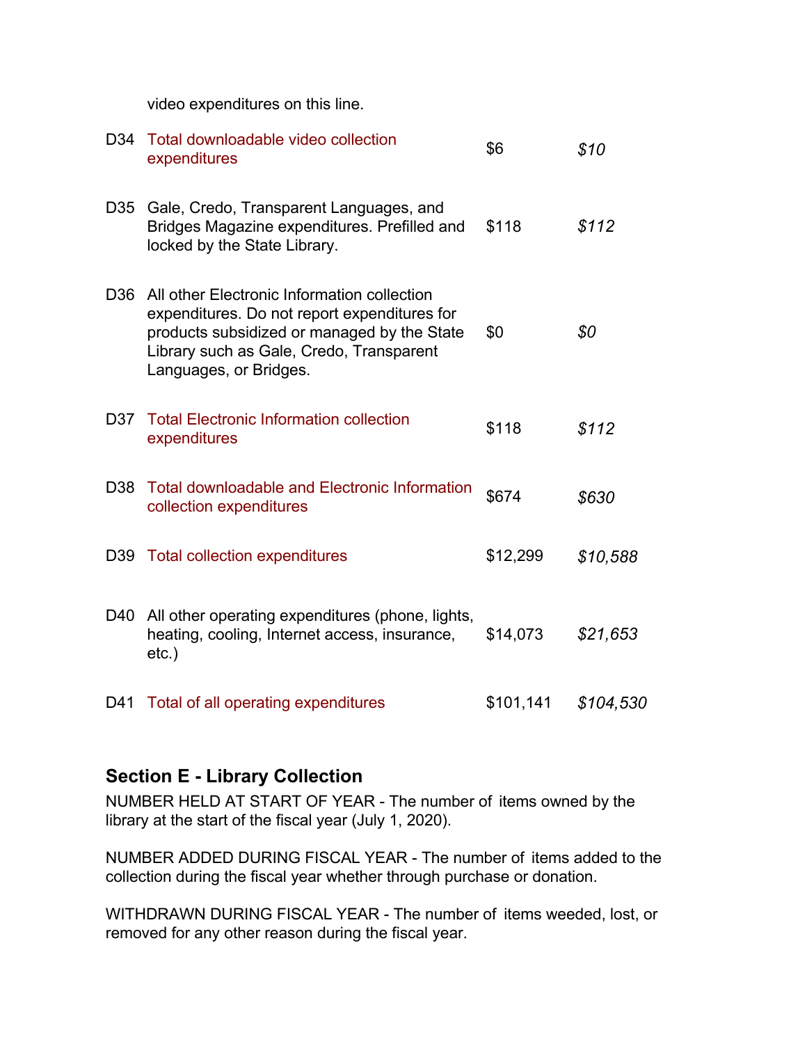video expenditures on this line.

| | | | |
|---|---|---|---|
| D34 | Total downloadable video collection expenditures | $6 | *$10* |
| D35 | Gale, Credo, Transparent Languages, and Bridges Magazine expenditures. Prefilled and locked by the State Library. | $118 | *$112* |
| D36 | All other Electronic Information collection expenditures. Do not report expenditures for products subsidized or managed by the State Library such as Gale, Credo, Transparent Languages, or Bridges. | $0 | *$0* |
| D37 | Total Electronic Information collection expenditures | $118 | *$112* |
| D38 | Total downloadable and Electronic Information collection expenditures | $674 | *$630* |
| D39 | Total collection expenditures | $12,299 | *$10,588* |
| D40 | All other operating expenditures (phone, lights, heating, cooling, Internet access, insurance, etc.) | $14,073 | *$21,653* |
| D41 | Total of all operating expenditures | $101,141 | *$104,530* |

## Section E - Library Collection

NUMBER HELD AT START OF YEAR - The number of items owned by the library at the start of the fiscal year (July 1, 2020).

NUMBER ADDED DURING FISCAL YEAR - The number of items added to the collection during the fiscal year whether through purchase or donation.

WITHDRAWN DURING FISCAL YEAR - The number of items weeded, lost, or removed for any other reason during the fiscal year.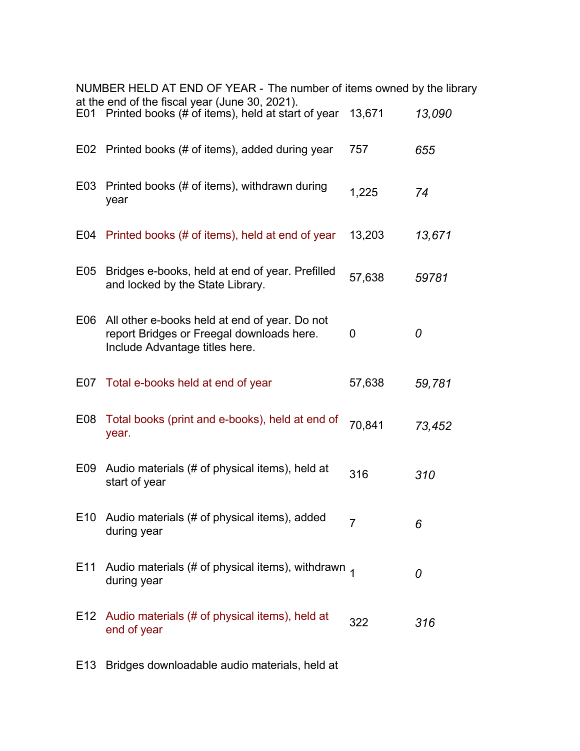NUMBER HELD AT END OF YEAR - The number of items owned by the library at the end of the fiscal year (June 30, 2021).

| | | | |
|---|---|---|---|
| E01 | Printed books (# of items), held at start of year | 13,671 | *13,090* |
| E02 | Printed books (# of items), added during year | 757 | *655* |
| E03 | Printed books (# of items), withdrawn during year | 1,225 | *74* |
| E04 | Printed books (# of items), held at end of year | 13,203 | *13,671* |
| E05 | Bridges e-books, held at end of year. Prefilled and locked by the State Library. | 57,638 | *59781* |
| E06 | All other e-books held at end of year. Do not report Bridges or Freegal downloads here. Include Advantage titles here. | 0 | *0* |
| E07 | Total e-books held at end of year | 57,638 | *59,781* |
| E08 | Total books (print and e-books), held at end of year. | 70,841 | *73,452* |
| E09 | Audio materials (# of physical items), held at start of year | 316 | *310* |
| E10 | Audio materials (# of physical items), added during year | 7 | *6* |
| E11 | Audio materials (# of physical items), withdrawn during year | 1 | *0* |
| E12 | Audio materials (# of physical items), held at end of year | 322 | *316* |
| E13 | Bridges downloadable audio materials, held at | | |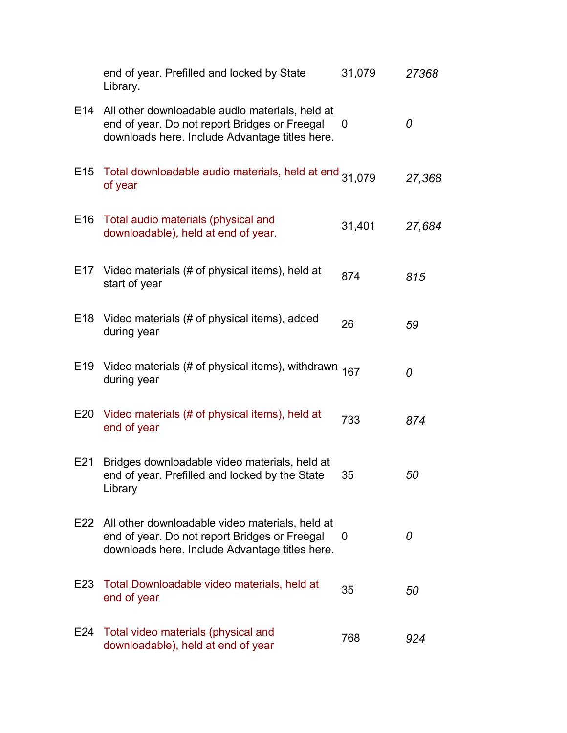| | | | |
|---|---|---|---|
| | end of year. Prefilled and locked by State Library. | 31,079 | *27368* |
| E14 | All other downloadable audio materials, held at end of year. Do not report Bridges or Freegal downloads here. Include Advantage titles here. | 0 | *0* |
| E15 | Total downloadable audio materials, held at end of year | 31,079 | *27,368* |
| E16 | Total audio materials (physical and downloadable), held at end of year. | 31,401 | *27,684* |
| E17 | Video materials (# of physical items), held at start of year | 874 | *815* |
| E18 | Video materials (# of physical items), added during year | 26 | *59* |
| E19 | Video materials (# of physical items), withdrawn during year | 167 | *0* |
| E20 | Video materials (# of physical items), held at end of year | 733 | *874* |
| E21 | Bridges downloadable video materials, held at end of year. Prefilled and locked by the State Library | 35 | *50* |
| E22 | All other downloadable video materials, held at end of year. Do not report Bridges or Freegal downloads here. Include Advantage titles here. | 0 | *0* |
| E23 | Total Downloadable video materials, held at end of year | 35 | *50* |
| E24 | Total video materials (physical and downloadable), held at end of year | 768 | *924* |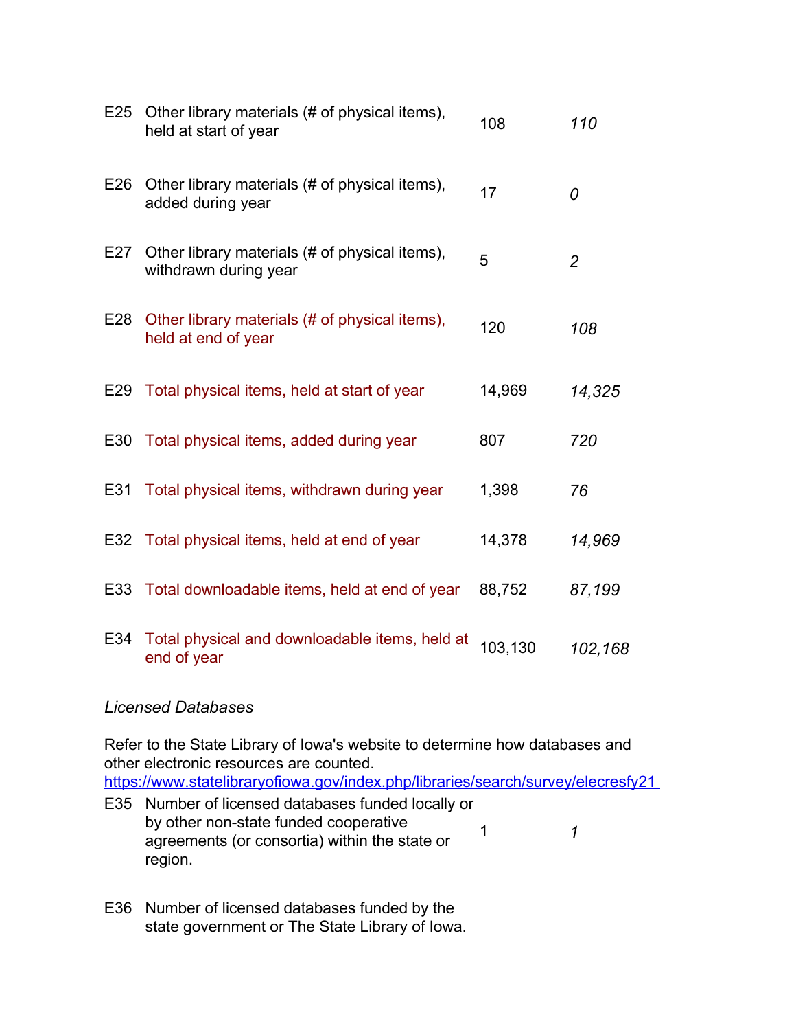| | | | |
|---|---|---|---|
| E25 | Other library materials (# of physical items), held at start of year | 108 | *110* |
| E26 | Other library materials (# of physical items), added during year | 17 | *0* |
| E27 | Other library materials (# of physical items), withdrawn during year | 5 | *2* |
| E28 | Other library materials (# of physical items), held at end of year | 120 | *108* |
| E29 | Total physical items, held at start of year | 14,969 | *14,325* |
| E30 | Total physical items, added during year | 807 | *720* |
| E31 | Total physical items, withdrawn during year | 1,398 | *76* |
| E32 | Total physical items, held at end of year | 14,378 | *14,969* |
| E33 | Total downloadable items, held at end of year | 88,752 | *87,199* |
| E34 | Total physical and downloadable items, held at end of year | 103,130 | *102,168* |

*Licensed Databases*

Refer to the State Library of Iowa's website to determine how databases and other electronic resources are counted.
https://www.statelibraryofiowa.gov/index.php/libraries/search/survey/elecresfy21

| | | | |
|---|---|---|---|
| E35 | Number of licensed databases funded locally or by other non-state funded cooperative agreements (or consortia) within the state or region. | 1 | *1* |
| E36 | Number of licensed databases funded by the state government or The State Library of Iowa. | | |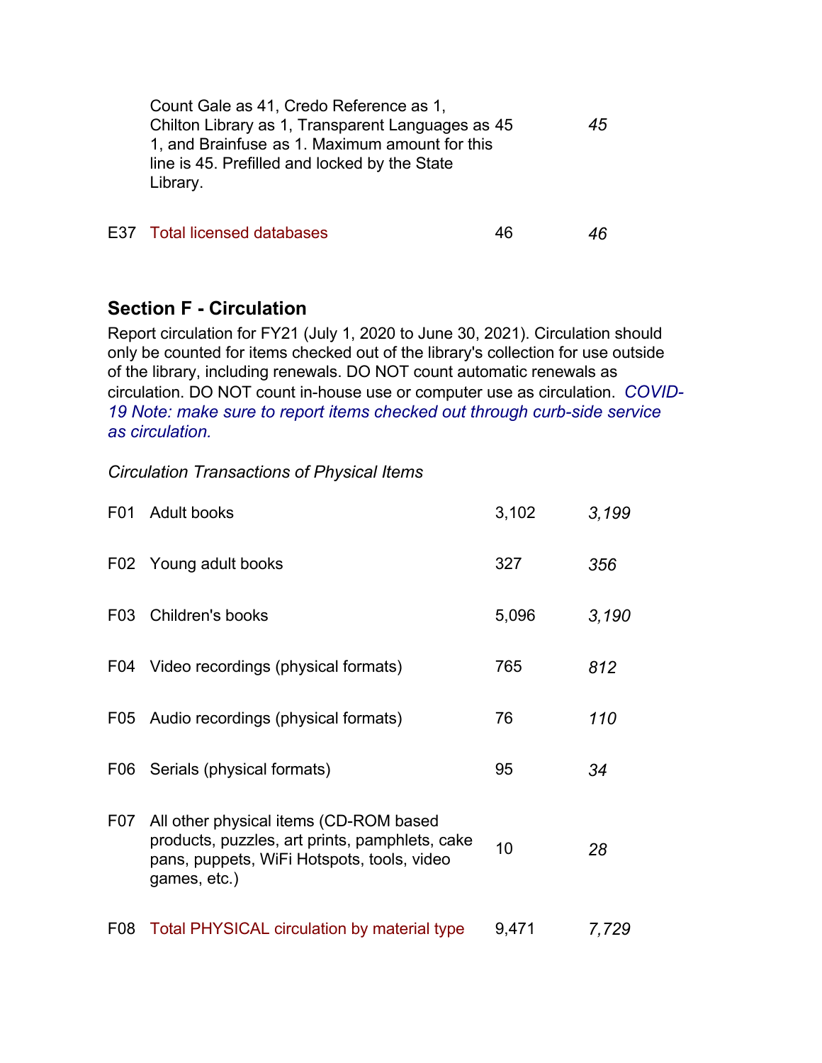| | | | |
|---|---|---|---|
| | Count Gale as 41, Credo Reference as 1, Chilton Library as 1, Transparent Languages as 1, and Brainfuse as 1. Maximum amount for this line is 45. Prefilled and locked by the State Library. | 45 | *45* |
| E37 | Total licensed databases | 46 | *46* |

## Section F - Circulation

Report circulation for FY21 (July 1, 2020 to June 30, 2021). Circulation should only be counted for items checked out of the library's collection for use outside of the library, including renewals. DO NOT count automatic renewals as circulation. DO NOT count in-house use or computer use as circulation. *COVID-19 Note: make sure to report items checked out through curb-side service as circulation.*

*Circulation Transactions of Physical Items*

| | | | |
|---|---|---|---|
| F01 | Adult books | 3,102 | *3,199* |
| F02 | Young adult books | 327 | *356* |
| F03 | Children's books | 5,096 | *3,190* |
| F04 | Video recordings (physical formats) | 765 | *812* |
| F05 | Audio recordings (physical formats) | 76 | *110* |
| F06 | Serials (physical formats) | 95 | *34* |
| F07 | All other physical items (CD-ROM based products, puzzles, art prints, pamphlets, cake pans, puppets, WiFi Hotspots, tools, video games, etc.) | 10 | *28* |
| F08 | Total PHYSICAL circulation by material type | 9,471 | *7,729* |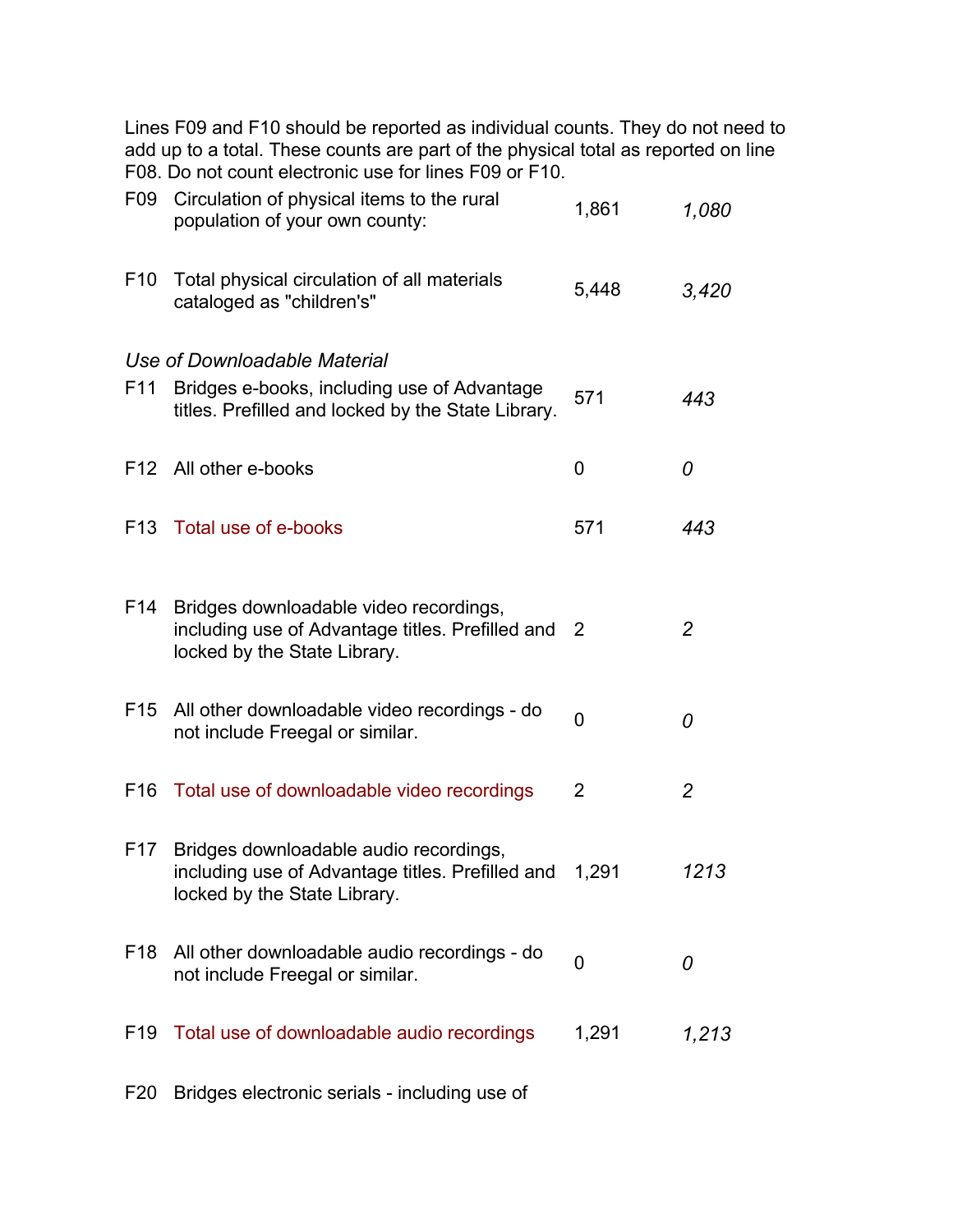Lines F09 and F10 should be reported as individual counts. They do not need to add up to a total. These counts are part of the physical total as reported on line F08. Do not count electronic use for lines F09 or F10.

| | | | |
|---|---|---|---|
| F09 | Circulation of physical items to the rural population of your own county: | 1,861 | *1,080* |
| F10 | Total physical circulation of all materials cataloged as "children's" | 5,448 | *3,420* |

*Use of Downloadable Material*

| | | | |
|---|---|---|---|
| F11 | Bridges e-books, including use of Advantage titles. Prefilled and locked by the State Library. | 571 | *443* |
| F12 | All other e-books | 0 | *0* |
| F13 | Total use of e-books | 571 | *443* |
| F14 | Bridges downloadable video recordings, including use of Advantage titles. Prefilled and locked by the State Library. | 2 | *2* |
| F15 | All other downloadable video recordings - do not include Freegal or similar. | 0 | *0* |
| F16 | Total use of downloadable video recordings | 2 | *2* |
| F17 | Bridges downloadable audio recordings, including use of Advantage titles. Prefilled and locked by the State Library. | 1,291 | *1213* |
| F18 | All other downloadable audio recordings - do not include Freegal or similar. | 0 | *0* |
| F19 | Total use of downloadable audio recordings | 1,291 | *1,213* |

F20 Bridges electronic serials - including use of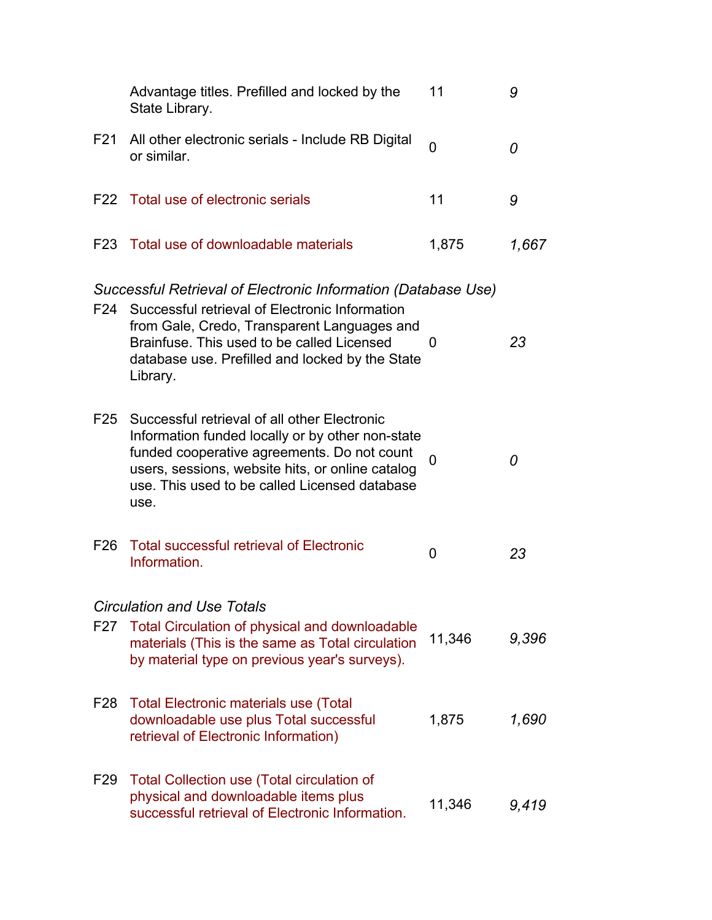| | | | |
|---|---|---|---|
| | Advantage titles. Prefilled and locked by the State Library. | 11 | *9* |
| F21 | All other electronic serials - Include RB Digital or similar. | 0 | *0* |
| F22 | Total use of electronic serials | 11 | *9* |
| F23 | Total use of downloadable materials | 1,875 | *1,667* |

*Successful Retrieval of Electronic Information (Database Use)*

| | | | |
|---|---|---|---|
| F24 | Successful retrieval of Electronic Information from Gale, Credo, Transparent Languages and Brainfuse. This used to be called Licensed database use. Prefilled and locked by the State Library. | 0 | *23* |
| F25 | Successful retrieval of all other Electronic Information funded locally or by other non-state funded cooperative agreements. Do not count users, sessions, website hits, or online catalog use. This used to be called Licensed database use. | 0 | *0* |
| F26 | Total successful retrieval of Electronic Information. | 0 | *23* |

*Circulation and Use Totals*

| | | | |
|---|---|---|---|
| F27 | Total Circulation of physical and downloadable materials (This is the same as Total circulation by material type on previous year's surveys). | 11,346 | *9,396* |
| F28 | Total Electronic materials use (Total downloadable use plus Total successful retrieval of Electronic Information) | 1,875 | *1,690* |
| F29 | Total Collection use (Total circulation of physical and downloadable items plus successful retrieval of Electronic Information. | 11,346 | *9,419* |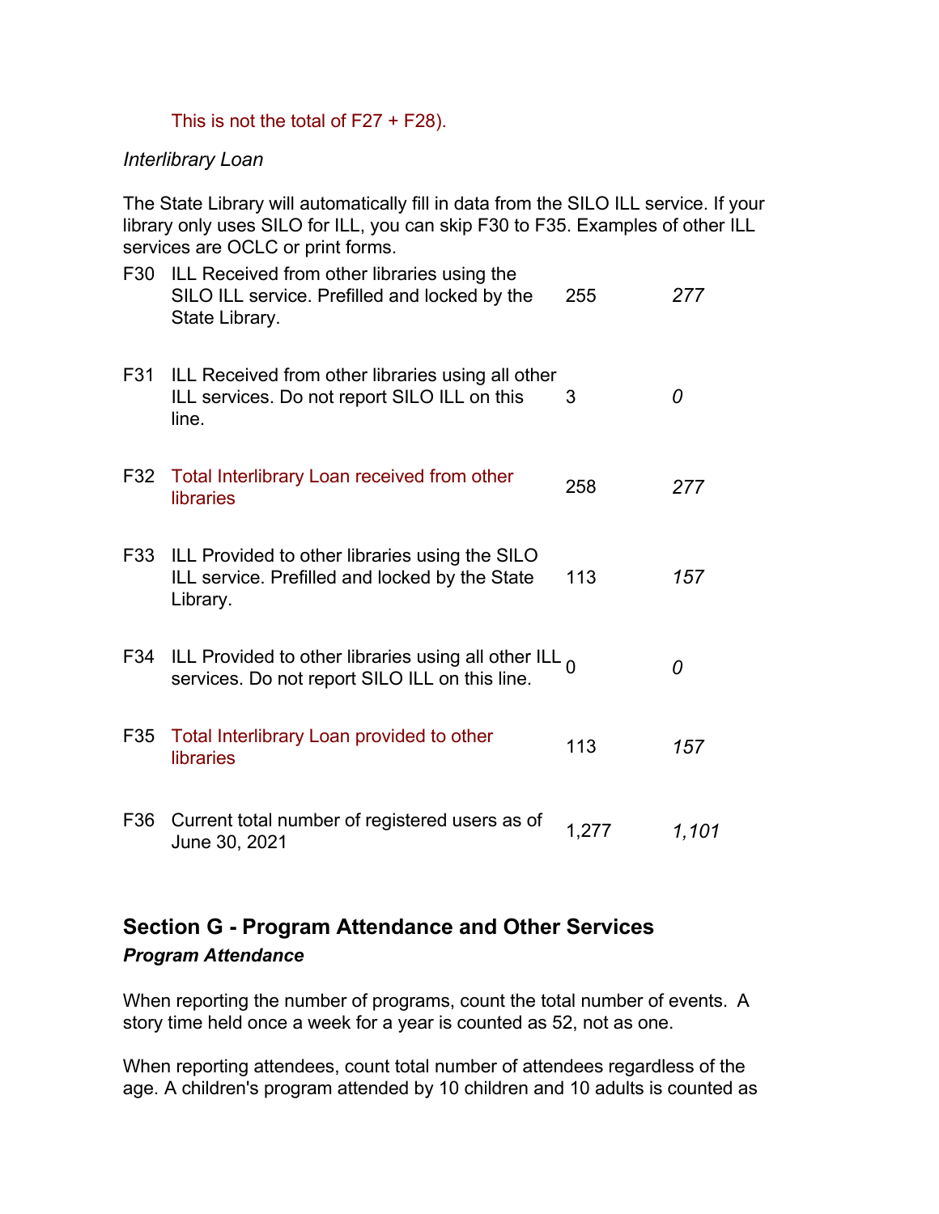This is not the total of F27 + F28).

*Interlibrary Loan*

The State Library will automatically fill in data from the SILO ILL service. If your library only uses SILO for ILL, you can skip F30 to F35. Examples of other ILL services are OCLC or print forms.

| | | | |
|---|---|---|---|
| F30 | ILL Received from other libraries using the SILO ILL service. Prefilled and locked by the State Library. | 255 | *277* |
| F31 | ILL Received from other libraries using all other ILL services. Do not report SILO ILL on this line. | 3 | *0* |
| F32 | Total Interlibrary Loan received from other libraries | 258 | *277* |
| F33 | ILL Provided to other libraries using the SILO ILL service. Prefilled and locked by the State Library. | 113 | *157* |
| F34 | ILL Provided to other libraries using all other ILL services. Do not report SILO ILL on this line. | 0 | *0* |
| F35 | Total Interlibrary Loan provided to other libraries | 113 | *157* |
| F36 | Current total number of registered users as of June 30, 2021 | 1,277 | *1,101* |

## Section G - Program Attendance and Other Services

***Program Attendance***

When reporting the number of programs, count the total number of events. A story time held once a week for a year is counted as 52, not as one.

When reporting attendees, count total number of attendees regardless of the age. A children's program attended by 10 children and 10 adults is counted as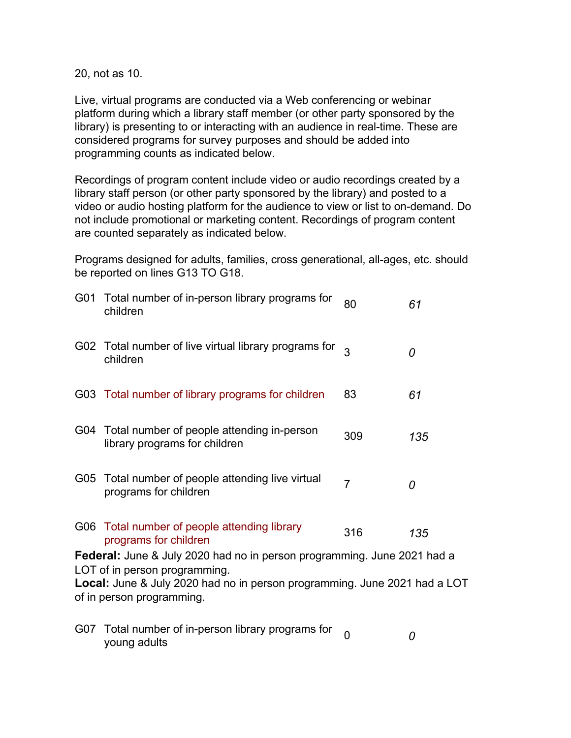20, not as 10.

Live, virtual programs are conducted via a Web conferencing or webinar platform during which a library staff member (or other party sponsored by the library) is presenting to or interacting with an audience in real-time. These are considered programs for survey purposes and should be added into programming counts as indicated below.

Recordings of program content include video or audio recordings created by a library staff person (or other party sponsored by the library) and posted to a video or audio hosting platform for the audience to view or list to on-demand. Do not include promotional or marketing content. Recordings of program content are counted separately as indicated below.

Programs designed for adults, families, cross generational, all-ages, etc. should be reported on lines G13 TO G18.

| | | | |
|---|---|---|---|
| G01 | Total number of in-person library programs for children | 80 | *61* |
| G02 | Total number of live virtual library programs for children | 3 | *0* |
| G03 | Total number of library programs for children | 83 | *61* |
| G04 | Total number of people attending in-person library programs for children | 309 | *135* |
| G05 | Total number of people attending live virtual programs for children | 7 | *0* |
| G06 | Total number of people attending library programs for children | 316 | *135* |

**Federal:** June & July 2020 had no in person programming. June 2021 had a LOT of in person programming.
**Local:** June & July 2020 had no in person programming. June 2021 had a LOT of in person programming.

| | | | |
|---|---|---|---|
| G07 | Total number of in-person library programs for young adults | 0 | *0* |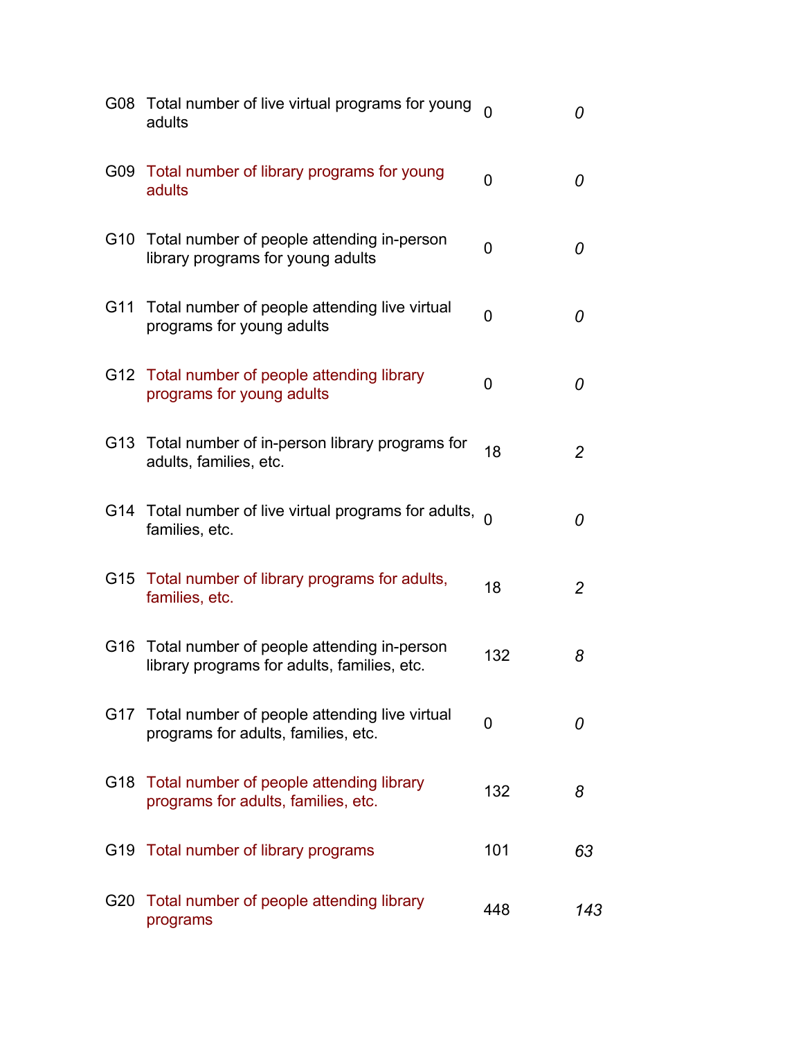| | | | |
|---|---|---|---|
| G08 | Total number of live virtual programs for young adults | 0 | *0* |
| G09 | Total number of library programs for young adults | 0 | *0* |
| G10 | Total number of people attending in-person library programs for young adults | 0 | *0* |
| G11 | Total number of people attending live virtual programs for young adults | 0 | *0* |
| G12 | Total number of people attending library programs for young adults | 0 | *0* |
| G13 | Total number of in-person library programs for adults, families, etc. | 18 | *2* |
| G14 | Total number of live virtual programs for adults, families, etc. | 0 | *0* |
| G15 | Total number of library programs for adults, families, etc. | 18 | *2* |
| G16 | Total number of people attending in-person library programs for adults, families, etc. | 132 | *8* |
| G17 | Total number of people attending live virtual programs for adults, families, etc. | 0 | *0* |
| G18 | Total number of people attending library programs for adults, families, etc. | 132 | *8* |
| G19 | Total number of library programs | 101 | *63* |
| G20 | Total number of people attending library programs | 448 | *143* |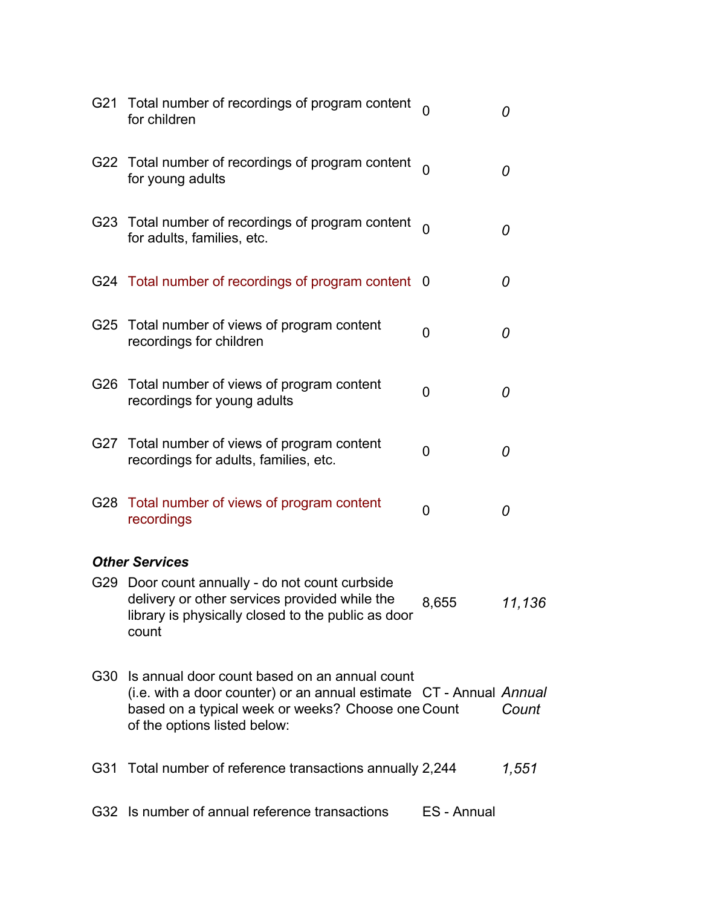| | | | |
|---|---|---|---|
| G21 | Total number of recordings of program content for children | 0 | *0* |
| G22 | Total number of recordings of program content for young adults | 0 | *0* |
| G23 | Total number of recordings of program content for adults, families, etc. | 0 | *0* |
| G24 | Total number of recordings of program content | 0 | *0* |
| G25 | Total number of views of program content recordings for children | 0 | *0* |
| G26 | Total number of views of program content recordings for young adults | 0 | *0* |
| G27 | Total number of views of program content recordings for adults, families, etc. | 0 | *0* |
| G28 | Total number of views of program content recordings | 0 | *0* |

***Other Services***

| | | | |
|---|---|---|---|
| G29 | Door count annually - do not count curbside delivery or other services provided while the library is physically closed to the public as door count | 8,655 | *11,136* |
| G30 | Is annual door count based on an annual count (i.e. with a door counter) or an annual estimate based on a typical week or weeks? Choose one of the options listed below: | CT - Annual Count | *Annual Count* |
| G31 | Total number of reference transactions annually | 2,244 | *1,551* |
| G32 | Is number of annual reference transactions | ES - Annual | |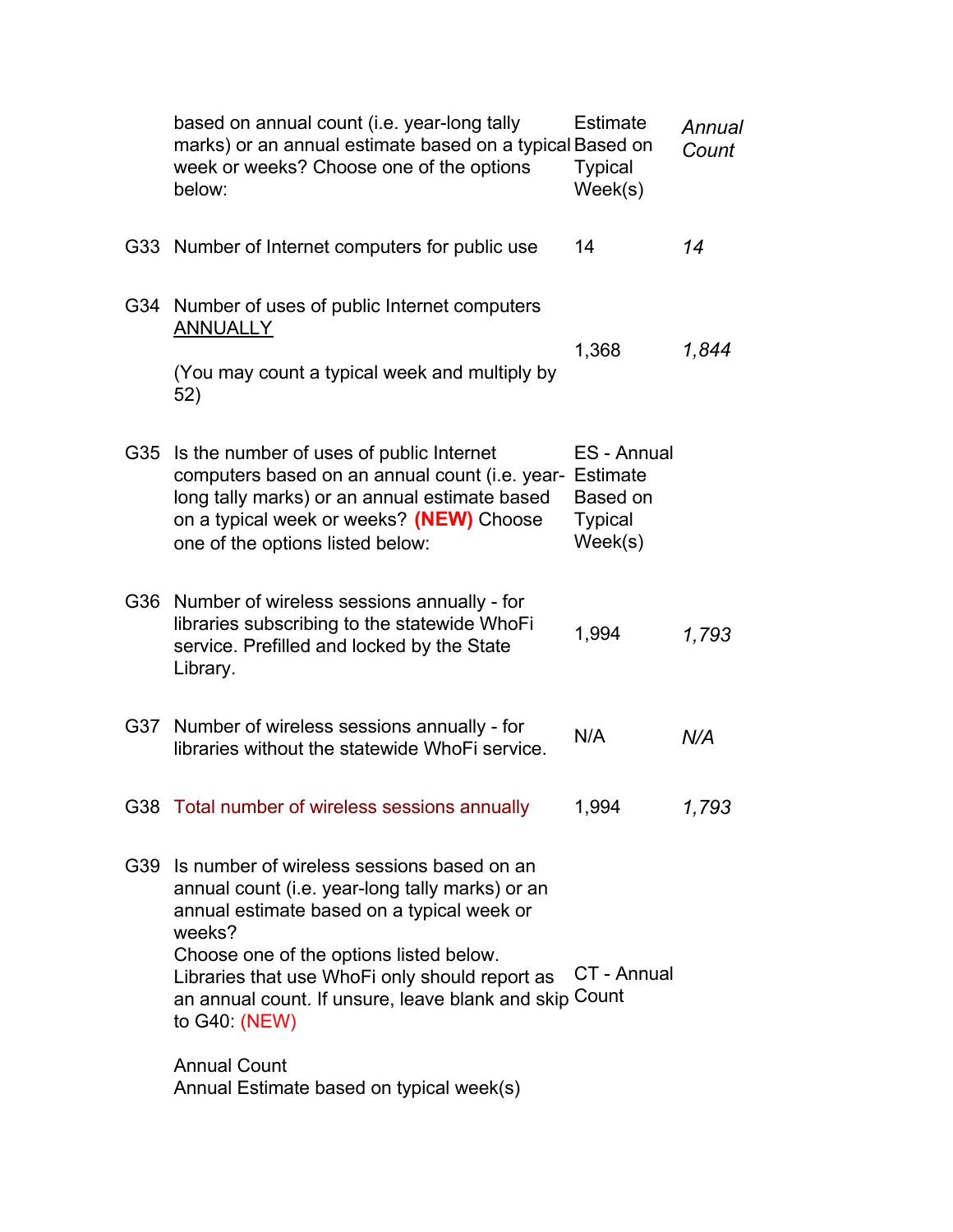| | | | |
|---|---|---|---|
| | based on annual count (i.e. year-long tally marks) or an annual estimate based on a typical week or weeks? Choose one of the options below: | Estimate Based on Typical Week(s) | *Annual Count* |
| G33 | Number of Internet computers for public use | 14 | *14* |
| G34 | Number of uses of public Internet computers ANNUALLY<br><br>(You may count a typical week and multiply by 52) | 1,368 | *1,844* |
| G35 | Is the number of uses of public Internet computers based on an annual count (i.e. year-long tally marks) or an annual estimate based on a typical week or weeks? **(NEW)** Choose one of the options listed below: | ES - Annual Estimate Based on Typical Week(s) | |
| G36 | Number of wireless sessions annually - for libraries subscribing to the statewide WhoFi service. Prefilled and locked by the State Library. | 1,994 | *1,793* |
| G37 | Number of wireless sessions annually - for libraries without the statewide WhoFi service. | N/A | *N/A* |
| G38 | Total number of wireless sessions annually | 1,994 | *1,793* |
| G39 | Is number of wireless sessions based on an annual count (i.e. year-long tally marks) or an annual estimate based on a typical week or weeks?<br>Choose one of the options listed below.<br>Libraries that use WhoFi only should report as an annual count. If unsure, leave blank and skip to G40: (NEW)<br><br>Annual Count<br>Annual Estimate based on typical week(s) | CT - Annual Count | |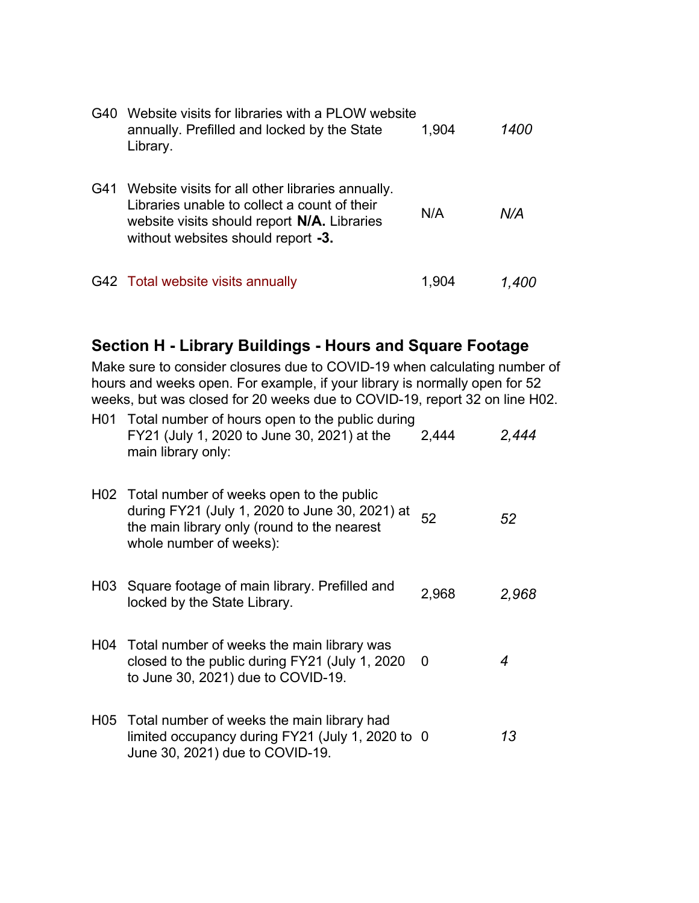| | | | |
|---|---|---|---|
| G40 | Website visits for libraries with a PLOW website annually. Prefilled and locked by the State Library. | 1,904 | *1400* |
| G41 | Website visits for all other libraries annually. Libraries unable to collect a count of their website visits should report **N/A.** Libraries without websites should report **-3.** | N/A | *N/A* |
| G42 | Total website visits annually | 1,904 | *1,400* |

## Section H - Library Buildings - Hours and Square Footage

Make sure to consider closures due to COVID-19 when calculating number of hours and weeks open. For example, if your library is normally open for 52 weeks, but was closed for 20 weeks due to COVID-19, report 32 on line H02.

| | | | |
|---|---|---|---|
| H01 | Total number of hours open to the public during FY21 (July 1, 2020 to June 30, 2021) at the main library only: | 2,444 | *2,444* |
| H02 | Total number of weeks open to the public during FY21 (July 1, 2020 to June 30, 2021) at the main library only (round to the nearest whole number of weeks): | 52 | *52* |
| H03 | Square footage of main library. Prefilled and locked by the State Library. | 2,968 | *2,968* |
| H04 | Total number of weeks the main library was closed to the public during FY21 (July 1, 2020 to June 30, 2021) due to COVID-19. | 0 | *4* |
| H05 | Total number of weeks the main library had limited occupancy during FY21 (July 1, 2020 to June 30, 2021) due to COVID-19. | 0 | *13* |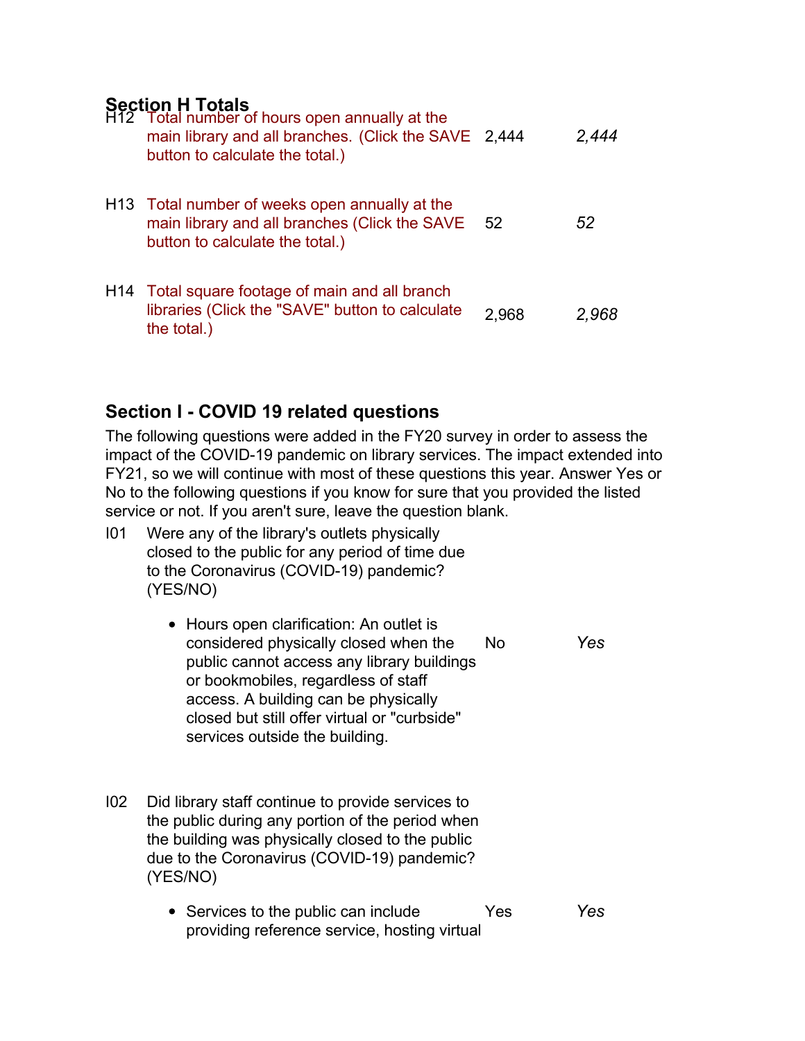### Section H Totals

| | | | |
|---|---|---|---|
| H12 | Total number of hours open annually at the main library and all branches. (Click the SAVE button to calculate the total.) | 2,444 | *2,444* |
| H13 | Total number of weeks open annually at the main library and all branches (Click the SAVE button to calculate the total.) | 52 | *52* |
| H14 | Total square footage of main and all branch libraries (Click the "SAVE" button to calculate the total.) | 2,968 | *2,968* |

### Section I - COVID 19 related questions

The following questions were added in the FY20 survey in order to assess the impact of the COVID-19 pandemic on library services. The impact extended into FY21, so we will continue with most of these questions this year. Answer Yes or No to the following questions if you know for sure that you provided the listed service or not. If you aren't sure, leave the question blank.

| | | | |
|---|---|---|---|
| I01 | Were any of the library's outlets physically closed to the public for any period of time due to the Coronavirus (COVID-19) pandemic? (YES/NO)<br>• Hours open clarification: An outlet is considered physically closed when the public cannot access any library buildings or bookmobiles, regardless of staff access. A building can be physically closed but still offer virtual or "curbside" services outside the building. | No | *Yes* |
| I02 | Did library staff continue to provide services to the public during any portion of the period when the building was physically closed to the public due to the Coronavirus (COVID-19) pandemic? (YES/NO)<br>• Services to the public can include providing reference service, hosting virtual | Yes | *Yes* |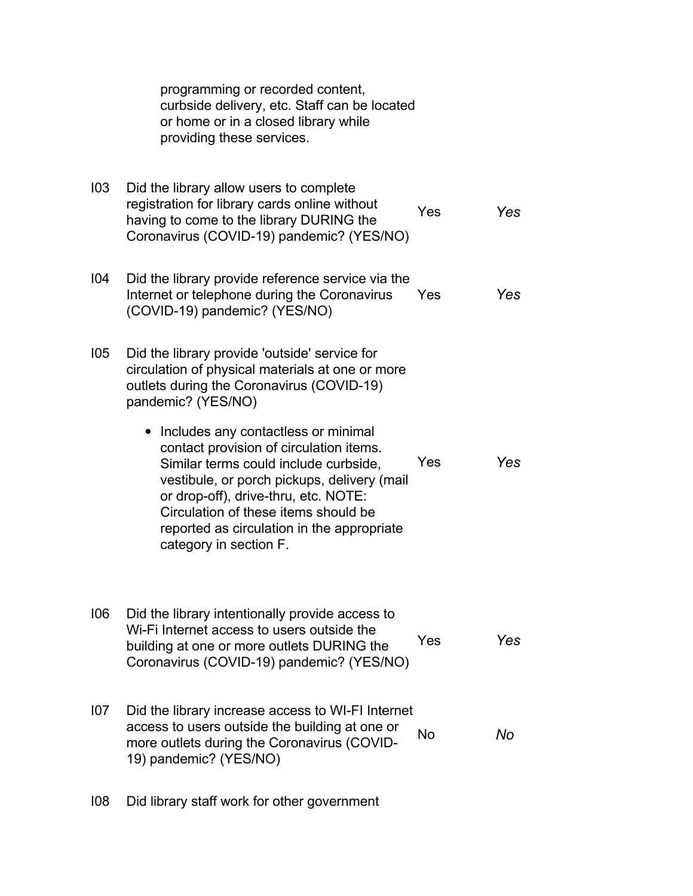programming or recorded content, curbside delivery, etc. Staff can be located or home or in a closed library while providing these services.

| | | | |
|---|---|---|---|
| I03 | Did the library allow users to complete registration for library cards online without having to come to the library DURING the Coronavirus (COVID-19) pandemic? (YES/NO) | Yes | *Yes* |
| I04 | Did the library provide reference service via the Internet or telephone during the Coronavirus (COVID-19) pandemic? (YES/NO) | Yes | *Yes* |
| I05 | Did the library provide 'outside' service for circulation of physical materials at one or more outlets during the Coronavirus (COVID-19) pandemic? (YES/NO)<br><br>• Includes any contactless or minimal contact provision of circulation items. Similar terms could include curbside, vestibule, or porch pickups, delivery (mail or drop-off), drive-thru, etc. NOTE: Circulation of these items should be reported as circulation in the appropriate category in section F. | Yes | *Yes* |
| I06 | Did the library intentionally provide access to Wi-Fi Internet access to users outside the building at one or more outlets DURING the Coronavirus (COVID-19) pandemic? (YES/NO) | Yes | *Yes* |
| I07 | Did the library increase access to WI-FI Internet access to users outside the building at one or more outlets during the Coronavirus (COVID-19) pandemic? (YES/NO) | No | *No* |
| I08 | Did library staff work for other government | | |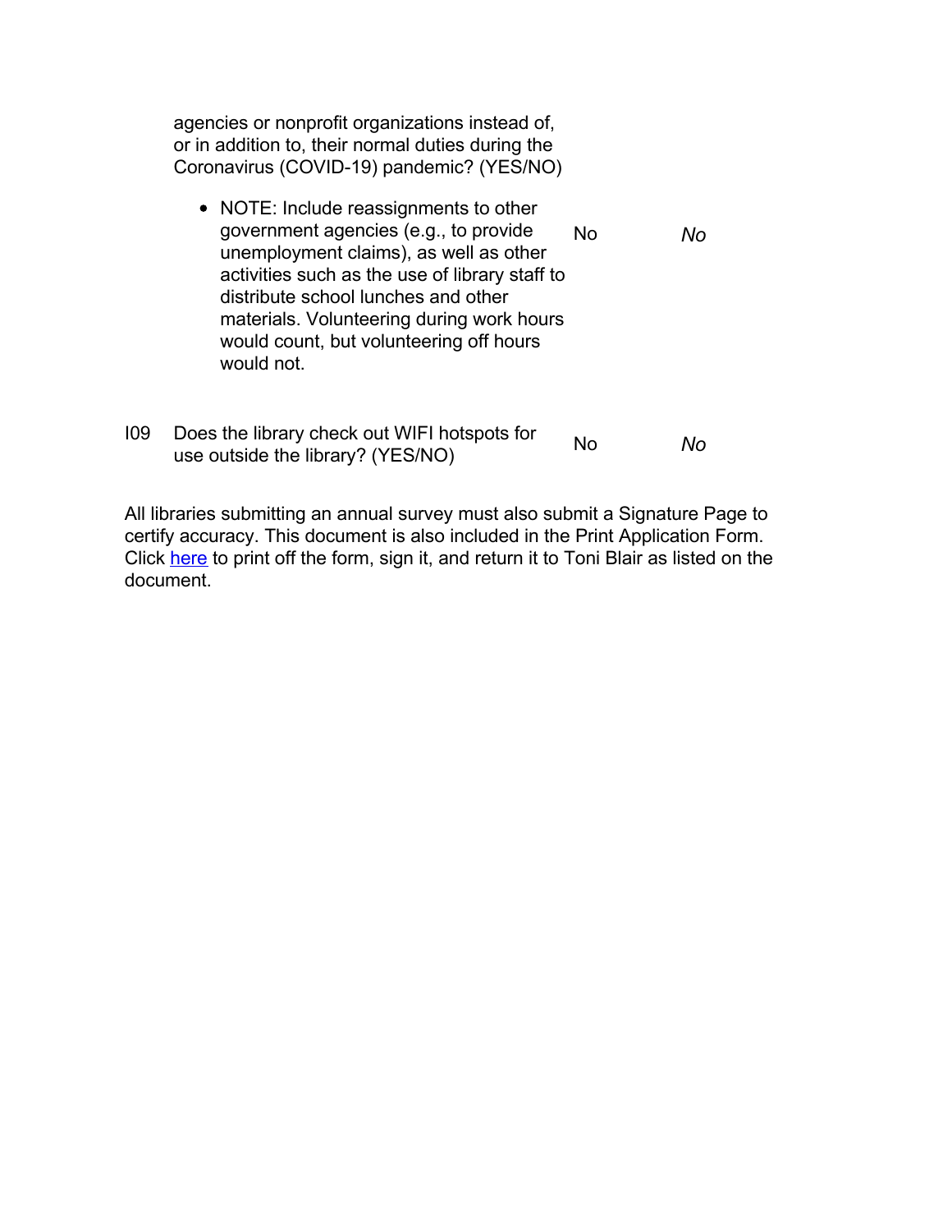| | | | |
|---|---|---|---|
| | agencies or nonprofit organizations instead of, or in addition to, their normal duties during the Coronavirus (COVID-19) pandemic? (YES/NO)<br>• NOTE: Include reassignments to other government agencies (e.g., to provide unemployment claims), as well as other activities such as the use of library staff to distribute school lunches and other materials. Volunteering during work hours would count, but volunteering off hours would not. | No | *No* |
| I09 | Does the library check out WIFI hotspots for use outside the library? (YES/NO) | No | *No* |

All libraries submitting an annual survey must also submit a Signature Page to certify accuracy. This document is also included in the Print Application Form. Click here to print off the form, sign it, and return it to Toni Blair as listed on the document.